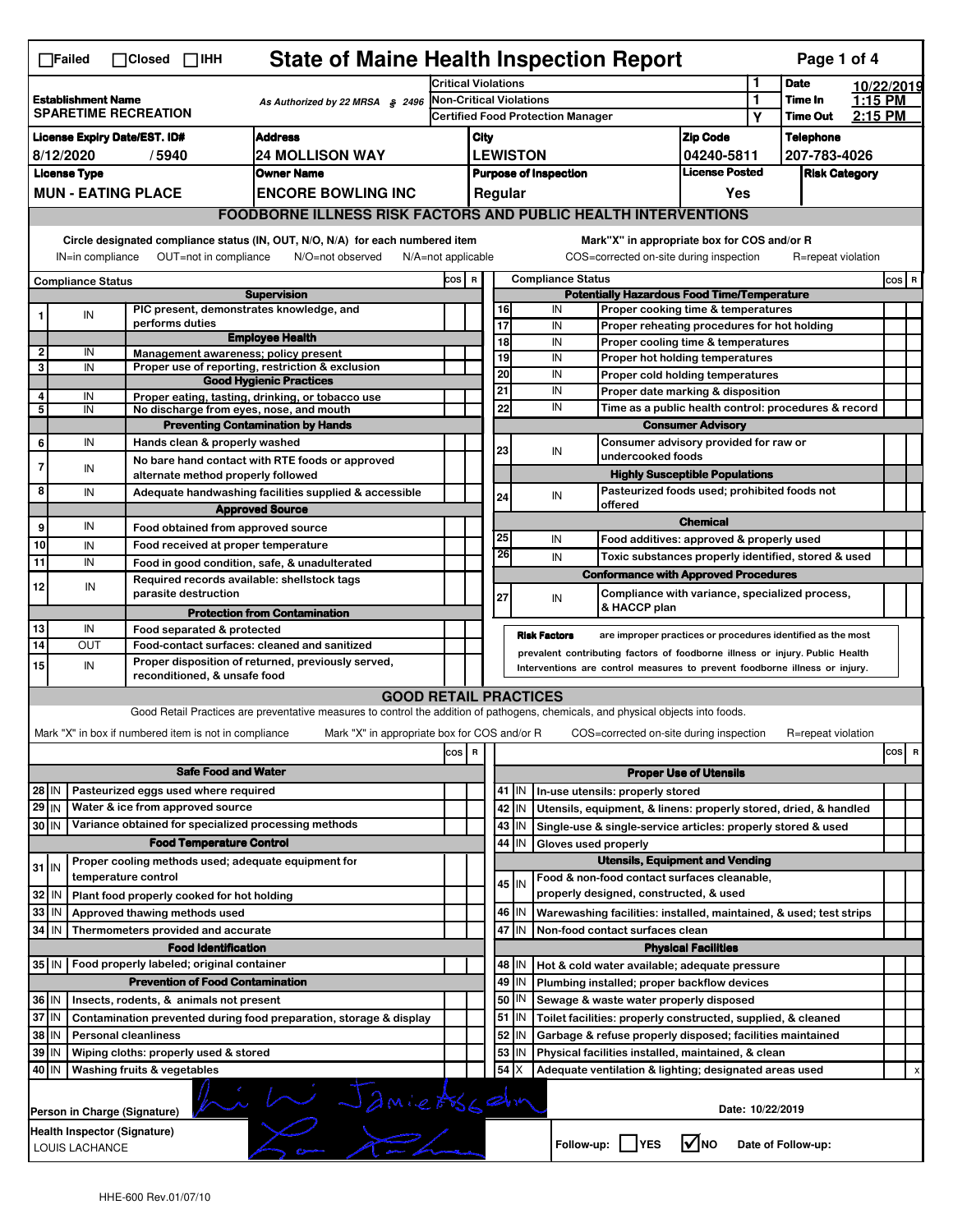☐Failed ☐Closed ☐IHH

# State of Maine Health Inspection Report

| Establishment Name | As Authorized by 22 MRSA § 2496 | Critical Violations | 1 | Date | 10/22/2019 |
|---|---|---|---|---|---|
| SPARETIME RECREATION | | Non-Critical Violations | 1 | Time In | 1:15 PM |
| | | Certified Food Protection Manager | Y | Time Out | 2:15 PM |

| License Expiry Date/EST. ID# | Address | City | Zip Code | Telephone |
|---|---|---|---|---|
| 8/12/2020 / 5940 | 24 MOLLISON WAY | LEWISTON | 04240-5811 | 207-783-4026 |

| License Type | Owner Name | Purpose of Inspection | License Posted | Risk Category |
|---|---|---|---|---|
| MUN - EATING PLACE | ENCORE BOWLING INC | Regular | Yes | |

## FOODBORNE ILLNESS RISK FACTORS AND PUBLIC HEALTH INTERVENTIONS

Circle designated compliance status (IN, OUT, N/O, N/A) for each numbered item
IN=in compliance OUT=not in compliance N/O=not observed N/A=not applicable

Mark"X" in appropriate box for COS and/or R
COS=corrected on-site during inspection R=repeat violation

| # | Compliance Status | Item | COS | R |
|---|---|---|---|---|
| | | **Supervision** | | |
| 1 | IN | PIC present, demonstrates knowledge, and performs duties | | |
| | | **Employee Health** | | |
| 2 | IN | Management awareness; policy present | | |
| 3 | IN | Proper use of reporting, restriction & exclusion | | |
| | | **Good Hygienic Practices** | | |
| 4 | IN | Proper eating, tasting, drinking, or tobacco use | | |
| 5 | IN | No discharge from eyes, nose, and mouth | | |
| | | **Preventing Contamination by Hands** | | |
| 6 | IN | Hands clean & properly washed | | |
| 7 | IN | No bare hand contact with RTE foods or approved alternate method properly followed | | |
| 8 | IN | Adequate handwashing facilities supplied & accessible | | |
| | | **Approved Source** | | |
| 9 | IN | Food obtained from approved source | | |
| 10 | IN | Food received at proper temperature | | |
| 11 | IN | Food in good condition, safe, & unadulterated | | |
| 12 | IN | Required records available: shellstock tags parasite destruction | | |
| | | **Protection from Contamination** | | |
| 13 | IN | Food separated & protected | | |
| 14 | OUT | Food-contact surfaces: cleaned and sanitized | | |
| 15 | IN | Proper disposition of returned, previously served, reconditioned, & unsafe food | | |

| # | Compliance Status | Item | COS | R |
|---|---|---|---|---|
| | | **Potentially Hazardous Food Time/Temperature** | | |
| 16 | IN | Proper cooking time & temperatures | | |
| 17 | IN | Proper reheating procedures for hot holding | | |
| 18 | IN | Proper cooling time & temperatures | | |
| 19 | IN | Proper hot holding temperatures | | |
| 20 | IN | Proper cold holding temperatures | | |
| 21 | IN | Proper date marking & disposition | | |
| 22 | IN | Time as a public health control: procedures & record | | |
| | | **Consumer Advisory** | | |
| 23 | IN | Consumer advisory provided for raw or undercooked foods | | |
| | | **Highly Susceptible Populations** | | |
| 24 | IN | Pasteurized foods used; prohibited foods not offered | | |
| | | **Chemical** | | |
| 25 | IN | Food additives: approved & properly used | | |
| 26 | IN | Toxic substances properly identified, stored & used | | |
| | | **Conformance with Approved Procedures** | | |
| 27 | IN | Compliance with variance, specialized process, & HACCP plan | | |

**Risk Factors** are improper practices or procedures identified as the most prevalent contributing factors of foodborne illness or injury. Public Health Interventions are control measures to prevent foodborne illness or injury.

## GOOD RETAIL PRACTICES

Good Retail Practices are preventative measures to control the addition of pathogens, chemicals, and physical objects into foods.

Mark "X" in box if numbered item is not in compliance Mark "X" in appropriate box for COS and/or R COS=corrected on-site during inspection R=repeat violation

| # | | Item | COS | R |
|---|---|---|---|---|
| | | **Safe Food and Water** | | |
| 28 | IN | Pasteurized eggs used where required | | |
| 29 | IN | Water & ice from approved source | | |
| 30 | IN | Variance obtained for specialized processing methods | | |
| | | **Food Temperature Control** | | |
| 31 | IN | Proper cooling methods used; adequate equipment for temperature control | | |
| 32 | IN | Plant food properly cooked for hot holding | | |
| 33 | IN | Approved thawing methods used | | |
| 34 | IN | Thermometers provided and accurate | | |
| | | **Food Identification** | | |
| 35 | IN | Food properly labeled; original container | | |
| | | **Prevention of Food Contamination** | | |
| 36 | IN | Insects, rodents, & animals not present | | |
| 37 | IN | Contamination prevented during food preparation, storage & display | | |
| 38 | IN | Personal cleanliness | | |
| 39 | IN | Wiping cloths: properly used & stored | | |
| 40 | IN | Washing fruits & vegetables | | |

| # | | Item | COS | R |
|---|---|---|---|---|
| | | **Proper Use of Utensils** | | |
| 41 | IN | In-use utensils: properly stored | | |
| 42 | IN | Utensils, equipment, & linens: properly stored, dried, & handled | | |
| 43 | IN | Single-use & single-service articles: properly stored & used | | |
| 44 | IN | Gloves used properly | | |
| | | **Utensils, Equipment and Vending** | | |
| 45 | IN | Food & non-food contact surfaces cleanable, properly designed, constructed, & used | | |
| 46 | IN | Warewashing facilities: installed, maintained, & used; test strips | | |
| 47 | IN | Non-food contact surfaces clean | | |
| | | **Physical Facilities** | | |
| 48 | IN | Hot & cold water available; adequate pressure | | |
| 49 | IN | Plumbing installed; proper backflow devices | | |
| 50 | IN | Sewage & waste water properly disposed | | |
| 51 | IN | Toilet facilities: properly constructed, supplied, & cleaned | | |
| 52 | IN | Garbage & refuse properly disposed; facilities maintained | | |
| 53 | IN | Physical facilities installed, maintained, & clean | | |
| 54 | X | Adequate ventilation & lighting; designated areas used | | x |

Person in Charge (Signature): [signature] Date: 10/22/2019

Health Inspector (Signature): LOUIS LACHANCE [signature]

Follow-up: ☐ YES ☑ NO Date of Follow-up:

HHE-600 Rev.01/07/10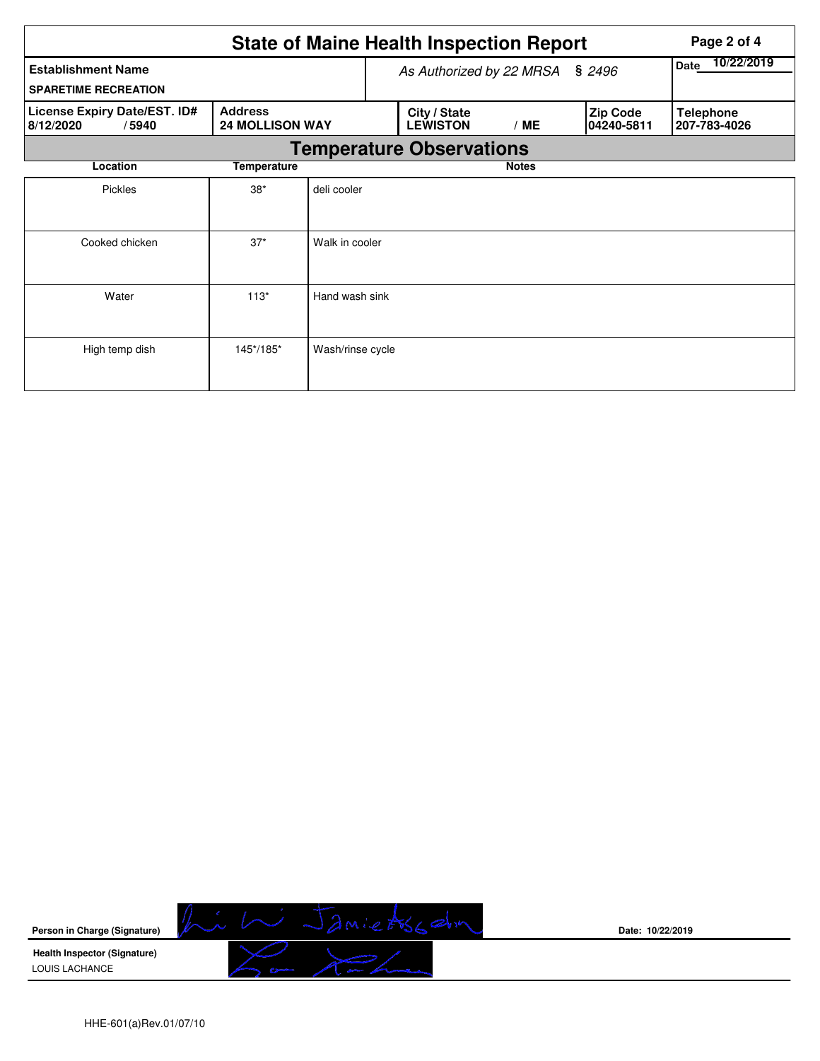# State of Maine Health Inspection Report

| Establishment Name | As Authorized by 22 MRSA § 2496 | | | | Date 10/22/2019 |
|---|---|---|---|---|---|
| SPARETIME RECREATION | | | | | |
| **License Expiry Date/EST. ID#** 8/12/2020 / 5940 | **Address** 24 MOLLISON WAY | **City / State** LEWISTON / ME | | **Zip Code** 04240-5811 | **Telephone** 207-783-4026 |

## Temperature Observations

| Location | Temperature | Notes |
|---|---|---|
| Pickles | 38* | deli cooler |
| Cooked chicken | 37* | Walk in cooler |
| Water | 113* | Hand wash sink |
| High temp dish | 145*/185* | Wash/rinse cycle |

**Person in Charge (Signature)** Jamie [signature] **Date:** 10/22/2019

**Health Inspector (Signature)** LOUIS LACHANCE [signature]

HHE-601(a)Rev.01/07/10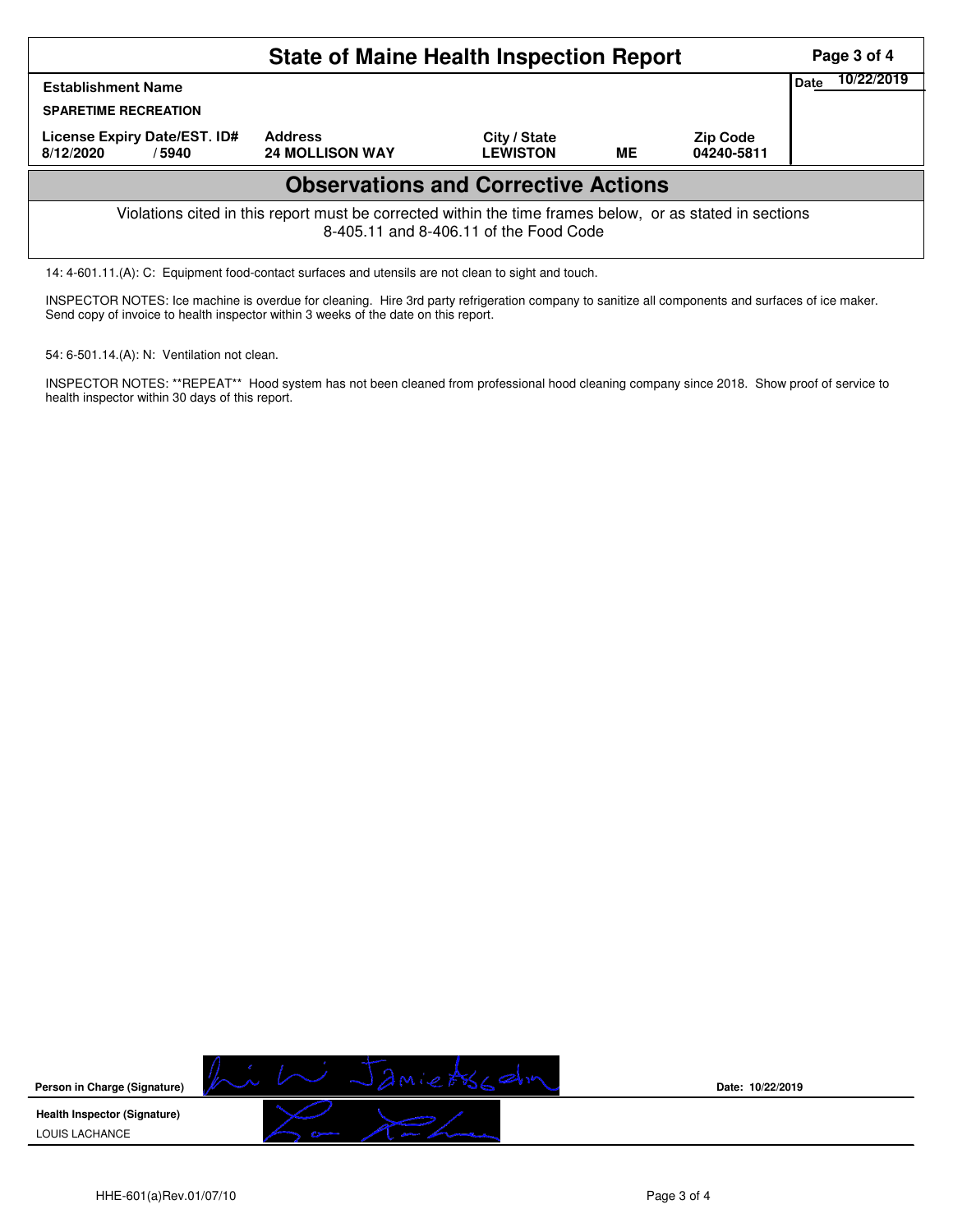# State of Maine Health Inspection Report

| Establishment Name | | | | | Date 10/22/2019 |
|---|---|---|---|---|---|
| SPARETIME RECREATION | | | | | |
| License Expiry Date/EST. ID# | Address | City / State | | Zip Code | |
| 8/12/2020 / 5940 | 24 MOLLISON WAY | LEWISTON | ME | 04240-5811 | |

## Observations and Corrective Actions

Violations cited in this report must be corrected within the time frames below, or as stated in sections 8-405.11 and 8-406.11 of the Food Code

14: 4-601.11.(A): C: Equipment food-contact surfaces and utensils are not clean to sight and touch.

INSPECTOR NOTES: Ice machine is overdue for cleaning. Hire 3rd party refrigeration company to sanitize all components and surfaces of ice maker. Send copy of invoice to health inspector within 3 weeks of the date on this report.

54: 6-501.14.(A): N: Ventilation not clean.

INSPECTOR NOTES: **REPEAT** Hood system has not been cleaned from professional hood cleaning company since 2018. Show proof of service to health inspector within 30 days of this report.

**Person in Charge (Signature)** Date: 10/22/2019

**Health Inspector (Signature)**
LOUIS LACHANCE

HHE-601(a)Rev.01/07/10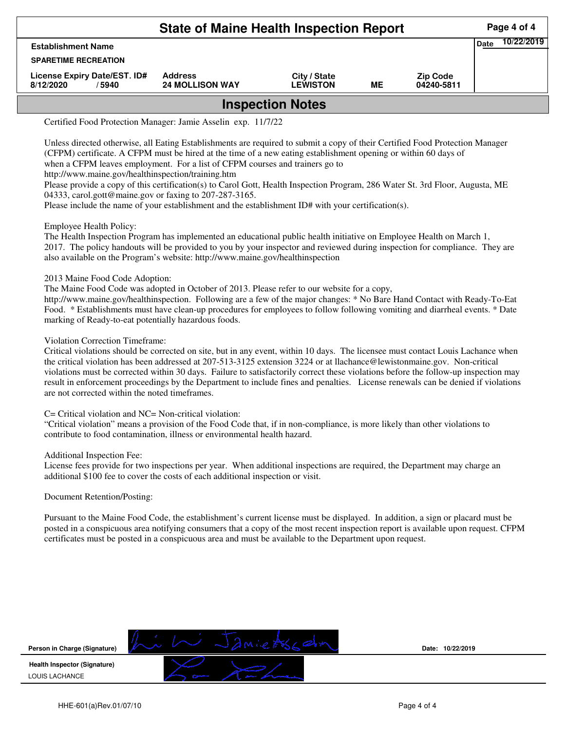# State of Maine Health Inspection Report

| Establishment Name | | | | | Date 10/22/2019 |
|---|---|---|---|---|---|
| SPARETIME RECREATION | | | | | |
| License Expiry Date/EST. ID# | Address | City / State | | Zip Code | |
| 8/12/2020 / 5940 | 24 MOLLISON WAY | LEWISTON | ME | 04240-5811 | |

## Inspection Notes

Certified Food Protection Manager: Jamie Asselin exp. 11/7/22

Unless directed otherwise, all Eating Establishments are required to submit a copy of their Certified Food Protection Manager (CFPM) certificate. A CFPM must be hired at the time of a new eating establishment opening or within 60 days of when a CFPM leaves employment. For a list of CFPM courses and trainers go to http://www.maine.gov/healthinspection/training.htm
Please provide a copy of this certification(s) to Carol Gott, Health Inspection Program, 286 Water St. 3rd Floor, Augusta, ME 04333, carol.gott@maine.gov or faxing to 207-287-3165.
Please include the name of your establishment and the establishment ID# with your certification(s).

Employee Health Policy:
The Health Inspection Program has implemented an educational public health initiative on Employee Health on March 1, 2017. The policy handouts will be provided to you by your inspector and reviewed during inspection for compliance. They are also available on the Program's website: http://www.maine.gov/healthinspection

2013 Maine Food Code Adoption:
The Maine Food Code was adopted in October of 2013. Please refer to our website for a copy, http://www.maine.gov/healthinspection. Following are a few of the major changes: * No Bare Hand Contact with Ready-To-Eat Food. * Establishments must have clean-up procedures for employees to follow following vomiting and diarrheal events. * Date marking of Ready-to-eat potentially hazardous foods.

Violation Correction Timeframe:
Critical violations should be corrected on site, but in any event, within 10 days. The licensee must contact Louis Lachance when the critical violation has been addressed at 207-513-3125 extension 3224 or at llachance@lewistonmaine.gov. Non-critical violations must be corrected within 30 days. Failure to satisfactorily correct these violations before the follow-up inspection may result in enforcement proceedings by the Department to include fines and penalties. License renewals can be denied if violations are not corrected within the noted timeframes.

C= Critical violation and NC= Non-critical violation:
"Critical violation" means a provision of the Food Code that, if in non-compliance, is more likely than other violations to contribute to food contamination, illness or environmental health hazard.

Additional Inspection Fee:
License fees provide for two inspections per year. When additional inspections are required, the Department may charge an additional $100 fee to cover the costs of each additional inspection or visit.

Document Retention/Posting:

Pursuant to the Maine Food Code, the establishment's current license must be displayed. In addition, a sign or placard must be posted in a conspicuous area notifying consumers that a copy of the most recent inspection report is available upon request. CFPM certificates must be posted in a conspicuous area and must be available to the Department upon request.

**Person in Charge (Signature)** Jamie Asselin **Date:** 10/22/2019

**Health Inspector (Signature)**
LOUIS LACHANCE

HHE-601(a)Rev.01/07/10